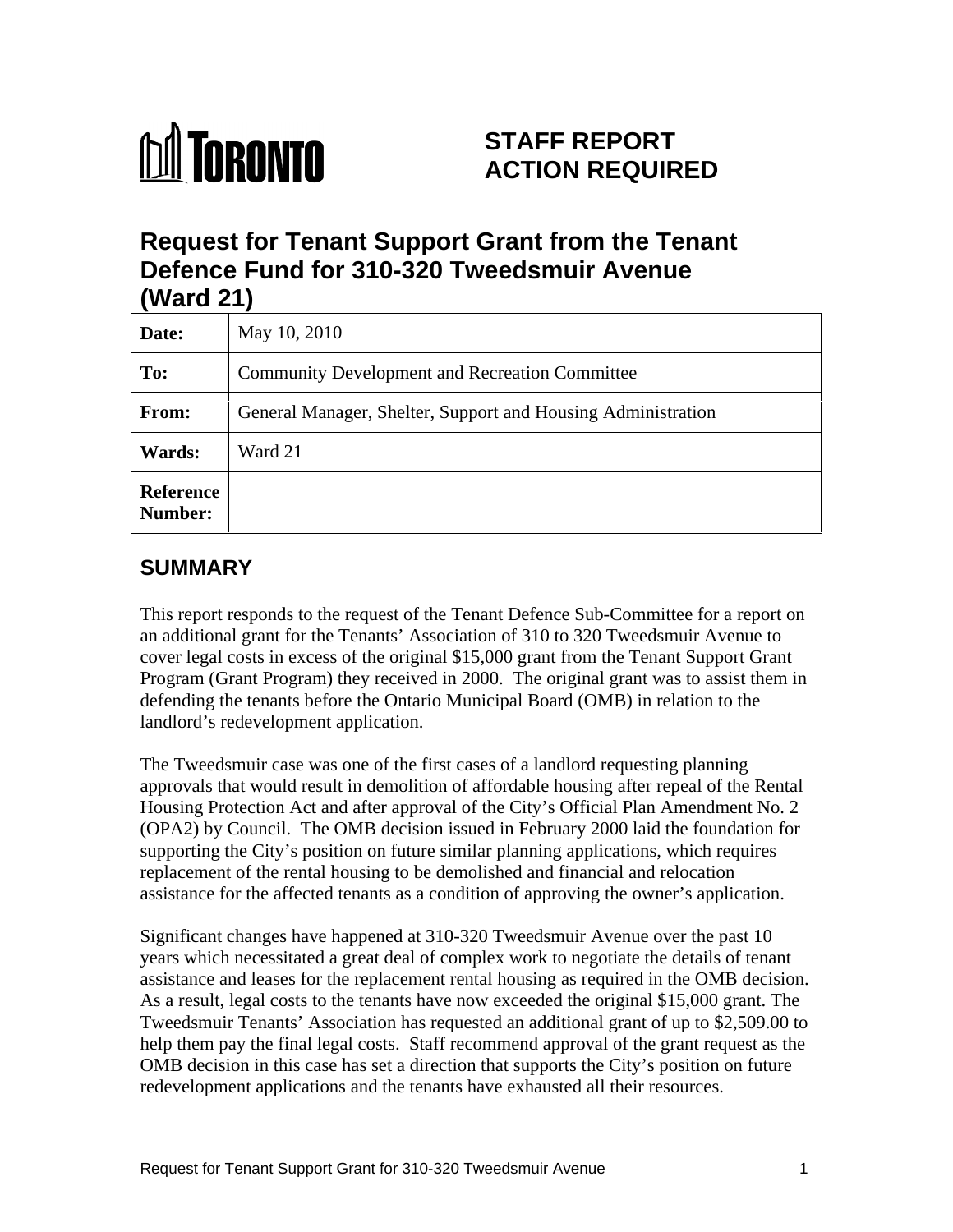**TORONTO**

# STAFF REPORT ACTION REQUIRED

# Request for Tenant Support Grant from the Tenant Defence Fund for 310-320 Tweedsmuir Avenue (Ward 21)

| | |
|---|---|
| **Date:** | May 10, 2010 |
| **To:** | Community Development and Recreation Committee |
| **From:** | General Manager, Shelter, Support and Housing Administration |
| **Wards:** | Ward 21 |
| **Reference Number:** | |

## SUMMARY

This report responds to the request of the Tenant Defence Sub-Committee for a report on an additional grant for the Tenants' Association of 310 to 320 Tweedsmuir Avenue to cover legal costs in excess of the original $15,000 grant from the Tenant Support Grant Program (Grant Program) they received in 2000. The original grant was to assist them in defending the tenants before the Ontario Municipal Board (OMB) in relation to the landlord's redevelopment application.

The Tweedsmuir case was one of the first cases of a landlord requesting planning approvals that would result in demolition of affordable housing after repeal of the Rental Housing Protection Act and after approval of the City's Official Plan Amendment No. 2 (OPA2) by Council. The OMB decision issued in February 2000 laid the foundation for supporting the City's position on future similar planning applications, which requires replacement of the rental housing to be demolished and financial and relocation assistance for the affected tenants as a condition of approving the owner's application.

Significant changes have happened at 310-320 Tweedsmuir Avenue over the past 10 years which necessitated a great deal of complex work to negotiate the details of tenant assistance and leases for the replacement rental housing as required in the OMB decision. As a result, legal costs to the tenants have now exceeded the original $15,000 grant. The Tweedsmuir Tenants' Association has requested an additional grant of up to $2,509.00 to help them pay the final legal costs. Staff recommend approval of the grant request as the OMB decision in this case has set a direction that supports the City's position on future redevelopment applications and the tenants have exhausted all their resources.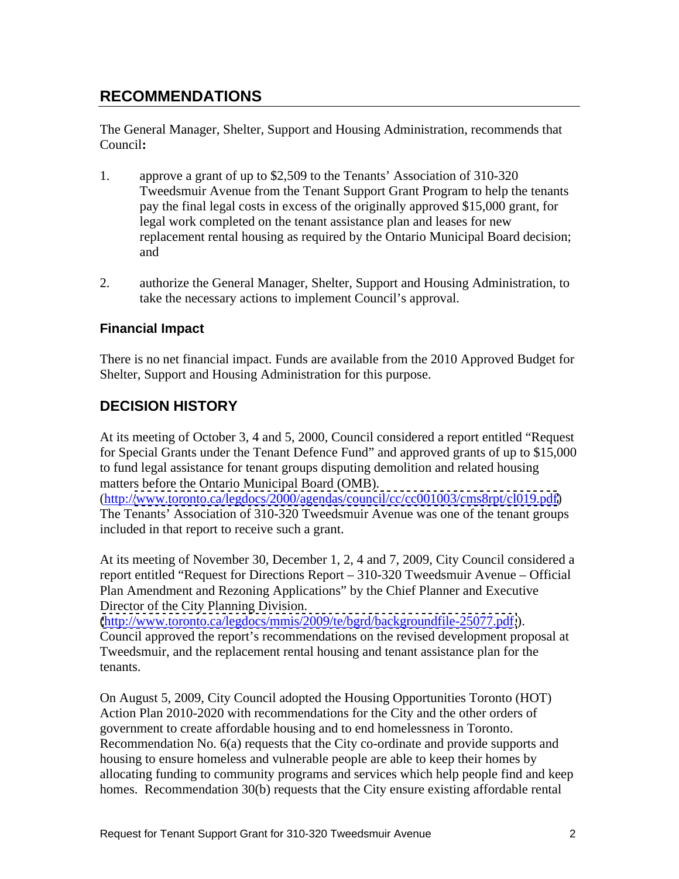## RECOMMENDATIONS

The General Manager, Shelter, Support and Housing Administration, recommends that Council**:**

1. approve a grant of up to $2,509 to the Tenants' Association of 310-320 Tweedsmuir Avenue from the Tenant Support Grant Program to help the tenants pay the final legal costs in excess of the originally approved $15,000 grant, for legal work completed on the tenant assistance plan and leases for new replacement rental housing as required by the Ontario Municipal Board decision; and

2. authorize the General Manager, Shelter, Support and Housing Administration, to take the necessary actions to implement Council's approval.

### Financial Impact

There is no net financial impact. Funds are available from the 2010 Approved Budget for Shelter, Support and Housing Administration for this purpose.

## DECISION HISTORY

At its meeting of October 3, 4 and 5, 2000, Council considered a report entitled "Request for Special Grants under the Tenant Defence Fund" and approved grants of up to $15,000 to fund legal assistance for tenant groups disputing demolition and related housing matters before the Ontario Municipal Board (OMB). (http://www.toronto.ca/legdocs/2000/agendas/council/cc/cc001003/cms8rpt/cl019.pdf) The Tenants' Association of 310-320 Tweedsmuir Avenue was one of the tenant groups included in that report to receive such a grant.

At its meeting of November 30, December 1, 2, 4 and 7, 2009, City Council considered a report entitled "Request for Directions Report – 310-320 Tweedsmuir Avenue – Official Plan Amendment and Rezoning Applications" by the Chief Planner and Executive Director of the City Planning Division. (http://www.toronto.ca/legdocs/mmis/2009/te/bgrd/backgroundfile-25077.pdf). Council approved the report's recommendations on the revised development proposal at Tweedsmuir, and the replacement rental housing and tenant assistance plan for the tenants.

On August 5, 2009, City Council adopted the Housing Opportunities Toronto (HOT) Action Plan 2010-2020 with recommendations for the City and the other orders of government to create affordable housing and to end homelessness in Toronto. Recommendation No. 6(a) requests that the City co-ordinate and provide supports and housing to ensure homeless and vulnerable people are able to keep their homes by allocating funding to community programs and services which help people find and keep homes. Recommendation 30(b) requests that the City ensure existing affordable rental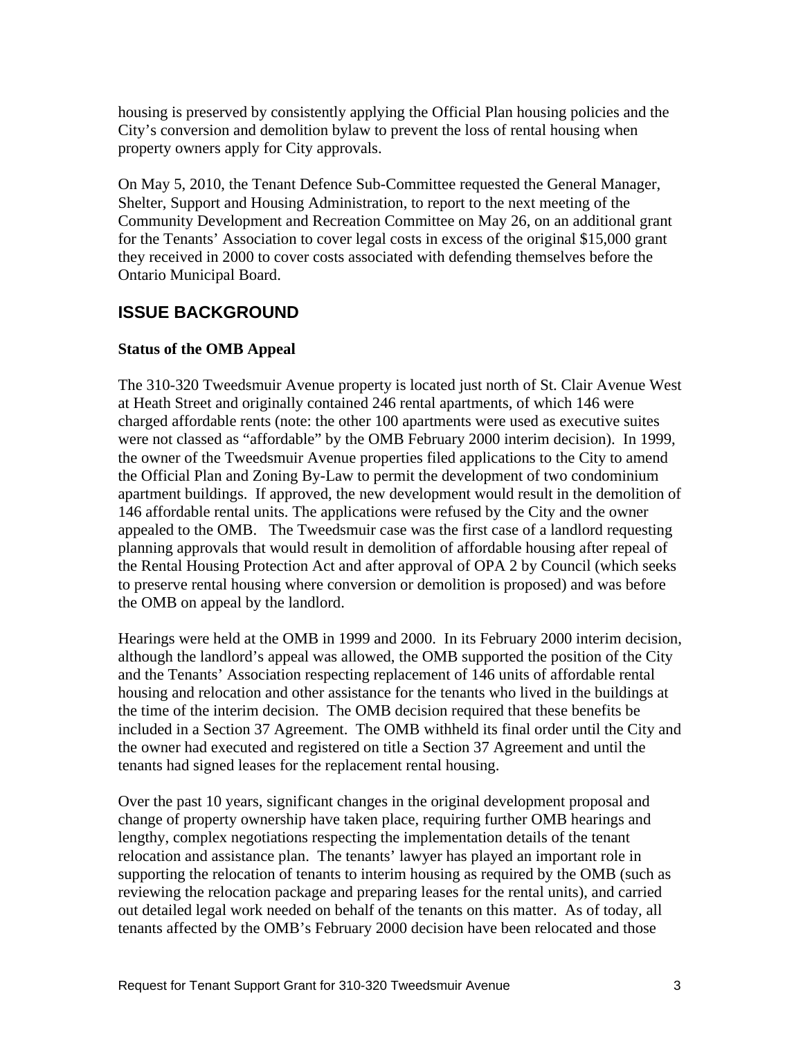housing is preserved by consistently applying the Official Plan housing policies and the City's conversion and demolition bylaw to prevent the loss of rental housing when property owners apply for City approvals.

On May 5, 2010, the Tenant Defence Sub-Committee requested the General Manager, Shelter, Support and Housing Administration, to report to the next meeting of the Community Development and Recreation Committee on May 26, on an additional grant for the Tenants' Association to cover legal costs in excess of the original $15,000 grant they received in 2000 to cover costs associated with defending themselves before the Ontario Municipal Board.

## ISSUE BACKGROUND

**Status of the OMB Appeal**

The 310-320 Tweedsmuir Avenue property is located just north of St. Clair Avenue West at Heath Street and originally contained 246 rental apartments, of which 146 were charged affordable rents (note: the other 100 apartments were used as executive suites were not classed as "affordable" by the OMB February 2000 interim decision). In 1999, the owner of the Tweedsmuir Avenue properties filed applications to the City to amend the Official Plan and Zoning By-Law to permit the development of two condominium apartment buildings. If approved, the new development would result in the demolition of 146 affordable rental units. The applications were refused by the City and the owner appealed to the OMB. The Tweedsmuir case was the first case of a landlord requesting planning approvals that would result in demolition of affordable housing after repeal of the Rental Housing Protection Act and after approval of OPA 2 by Council (which seeks to preserve rental housing where conversion or demolition is proposed) and was before the OMB on appeal by the landlord.

Hearings were held at the OMB in 1999 and 2000. In its February 2000 interim decision, although the landlord's appeal was allowed, the OMB supported the position of the City and the Tenants' Association respecting replacement of 146 units of affordable rental housing and relocation and other assistance for the tenants who lived in the buildings at the time of the interim decision. The OMB decision required that these benefits be included in a Section 37 Agreement. The OMB withheld its final order until the City and the owner had executed and registered on title a Section 37 Agreement and until the tenants had signed leases for the replacement rental housing.

Over the past 10 years, significant changes in the original development proposal and change of property ownership have taken place, requiring further OMB hearings and lengthy, complex negotiations respecting the implementation details of the tenant relocation and assistance plan. The tenants' lawyer has played an important role in supporting the relocation of tenants to interim housing as required by the OMB (such as reviewing the relocation package and preparing leases for the rental units), and carried out detailed legal work needed on behalf of the tenants on this matter. As of today, all tenants affected by the OMB's February 2000 decision have been relocated and those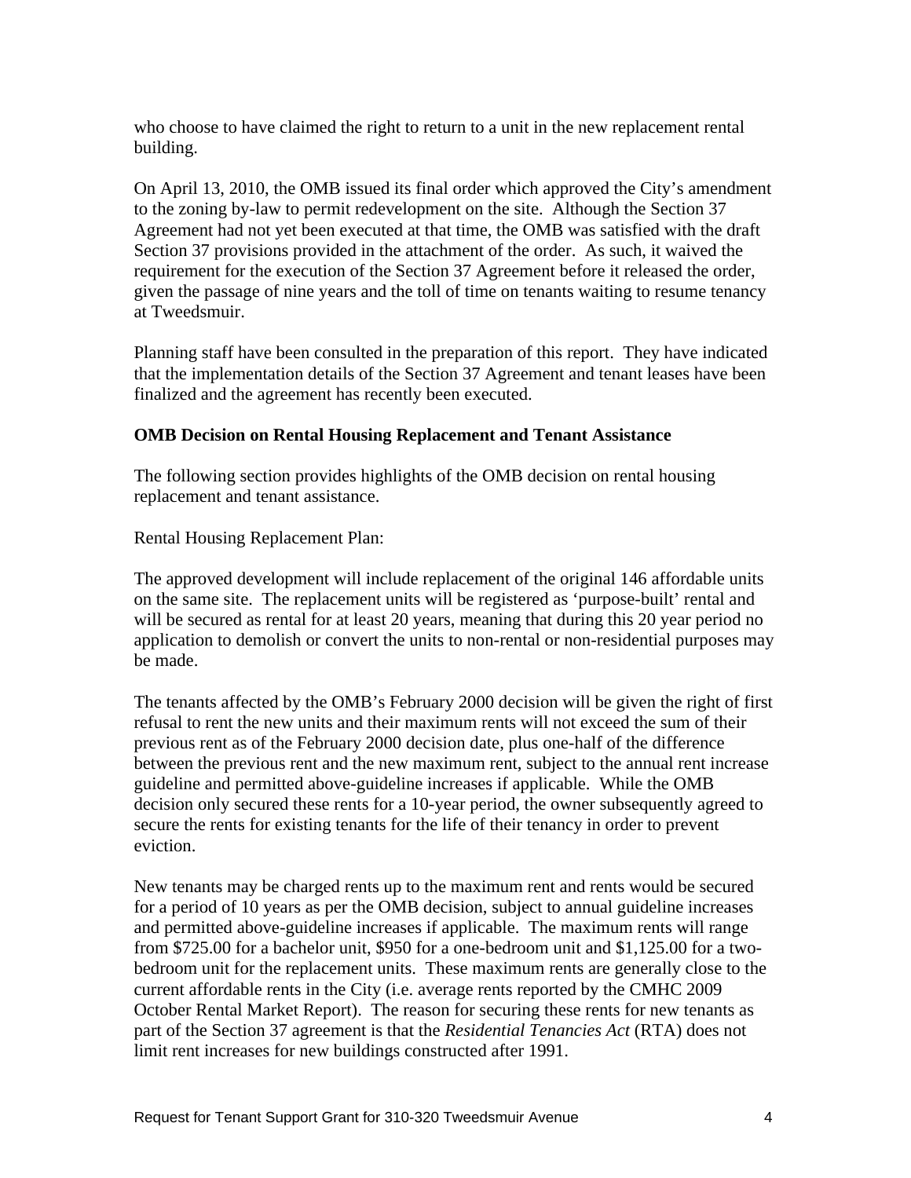who choose to have claimed the right to return to a unit in the new replacement rental building.

On April 13, 2010, the OMB issued its final order which approved the City's amendment to the zoning by-law to permit redevelopment on the site. Although the Section 37 Agreement had not yet been executed at that time, the OMB was satisfied with the draft Section 37 provisions provided in the attachment of the order. As such, it waived the requirement for the execution of the Section 37 Agreement before it released the order, given the passage of nine years and the toll of time on tenants waiting to resume tenancy at Tweedsmuir.

Planning staff have been consulted in the preparation of this report. They have indicated that the implementation details of the Section 37 Agreement and tenant leases have been finalized and the agreement has recently been executed.

**OMB Decision on Rental Housing Replacement and Tenant Assistance**

The following section provides highlights of the OMB decision on rental housing replacement and tenant assistance.

Rental Housing Replacement Plan:

The approved development will include replacement of the original 146 affordable units on the same site. The replacement units will be registered as 'purpose-built' rental and will be secured as rental for at least 20 years, meaning that during this 20 year period no application to demolish or convert the units to non-rental or non-residential purposes may be made.

The tenants affected by the OMB's February 2000 decision will be given the right of first refusal to rent the new units and their maximum rents will not exceed the sum of their previous rent as of the February 2000 decision date, plus one-half of the difference between the previous rent and the new maximum rent, subject to the annual rent increase guideline and permitted above-guideline increases if applicable. While the OMB decision only secured these rents for a 10-year period, the owner subsequently agreed to secure the rents for existing tenants for the life of their tenancy in order to prevent eviction.

New tenants may be charged rents up to the maximum rent and rents would be secured for a period of 10 years as per the OMB decision, subject to annual guideline increases and permitted above-guideline increases if applicable. The maximum rents will range from $725.00 for a bachelor unit, $950 for a one-bedroom unit and $1,125.00 for a two-bedroom unit for the replacement units. These maximum rents are generally close to the current affordable rents in the City (i.e. average rents reported by the CMHC 2009 October Rental Market Report). The reason for securing these rents for new tenants as part of the Section 37 agreement is that the *Residential Tenancies Act* (RTA) does not limit rent increases for new buildings constructed after 1991.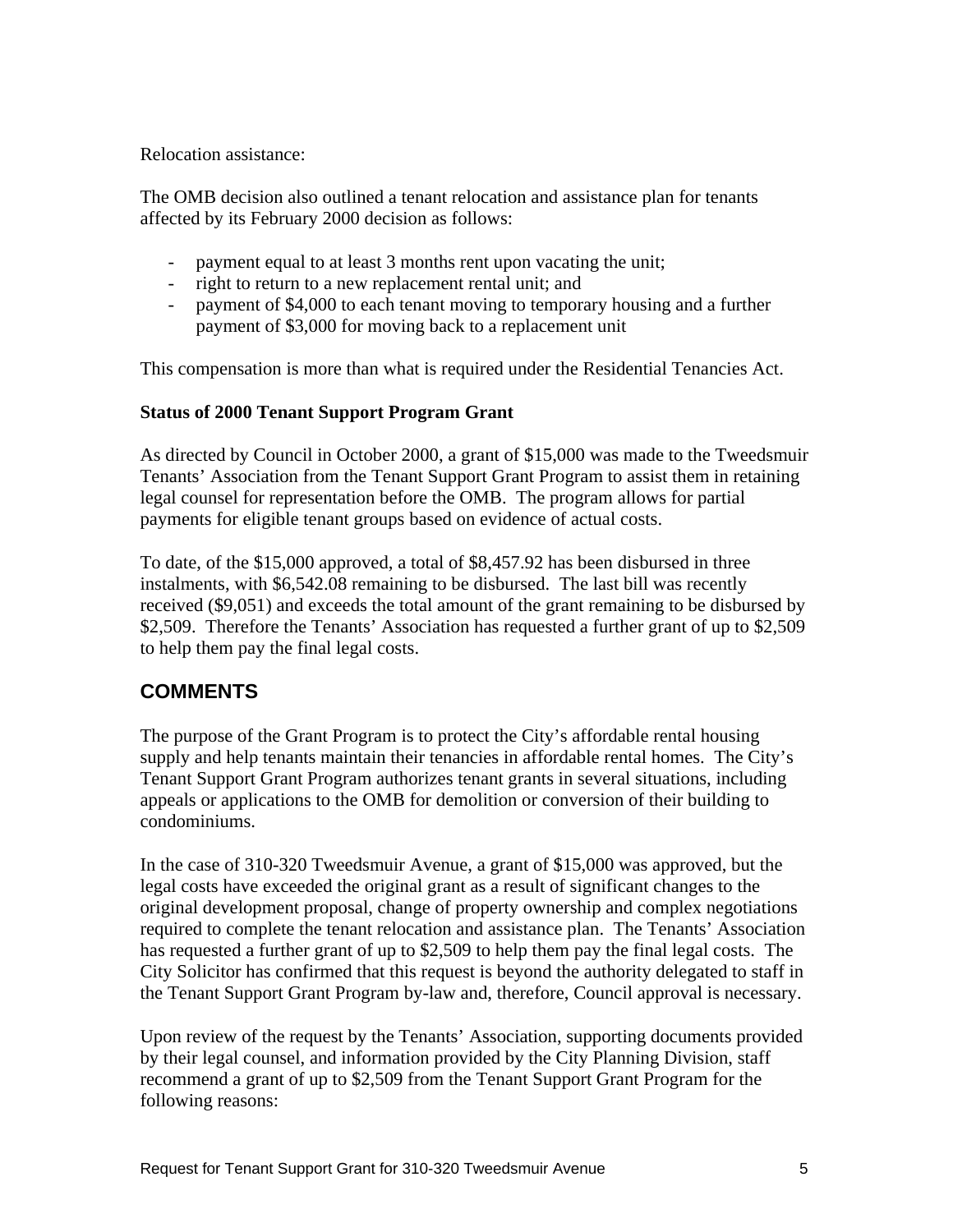Relocation assistance:

The OMB decision also outlined a tenant relocation and assistance plan for tenants affected by its February 2000 decision as follows:

- payment equal to at least 3 months rent upon vacating the unit;
- right to return to a new replacement rental unit; and
- payment of $4,000 to each tenant moving to temporary housing and a further payment of $3,000 for moving back to a replacement unit

This compensation is more than what is required under the Residential Tenancies Act.

**Status of 2000 Tenant Support Program Grant**

As directed by Council in October 2000, a grant of $15,000 was made to the Tweedsmuir Tenants' Association from the Tenant Support Grant Program to assist them in retaining legal counsel for representation before the OMB. The program allows for partial payments for eligible tenant groups based on evidence of actual costs.

To date, of the $15,000 approved, a total of $8,457.92 has been disbursed in three instalments, with $6,542.08 remaining to be disbursed. The last bill was recently received ($9,051) and exceeds the total amount of the grant remaining to be disbursed by $2,509. Therefore the Tenants' Association has requested a further grant of up to $2,509 to help them pay the final legal costs.

## COMMENTS

The purpose of the Grant Program is to protect the City's affordable rental housing supply and help tenants maintain their tenancies in affordable rental homes. The City's Tenant Support Grant Program authorizes tenant grants in several situations, including appeals or applications to the OMB for demolition or conversion of their building to condominiums.

In the case of 310-320 Tweedsmuir Avenue, a grant of $15,000 was approved, but the legal costs have exceeded the original grant as a result of significant changes to the original development proposal, change of property ownership and complex negotiations required to complete the tenant relocation and assistance plan. The Tenants' Association has requested a further grant of up to $2,509 to help them pay the final legal costs. The City Solicitor has confirmed that this request is beyond the authority delegated to staff in the Tenant Support Grant Program by-law and, therefore, Council approval is necessary.

Upon review of the request by the Tenants' Association, supporting documents provided by their legal counsel, and information provided by the City Planning Division, staff recommend a grant of up to $2,509 from the Tenant Support Grant Program for the following reasons: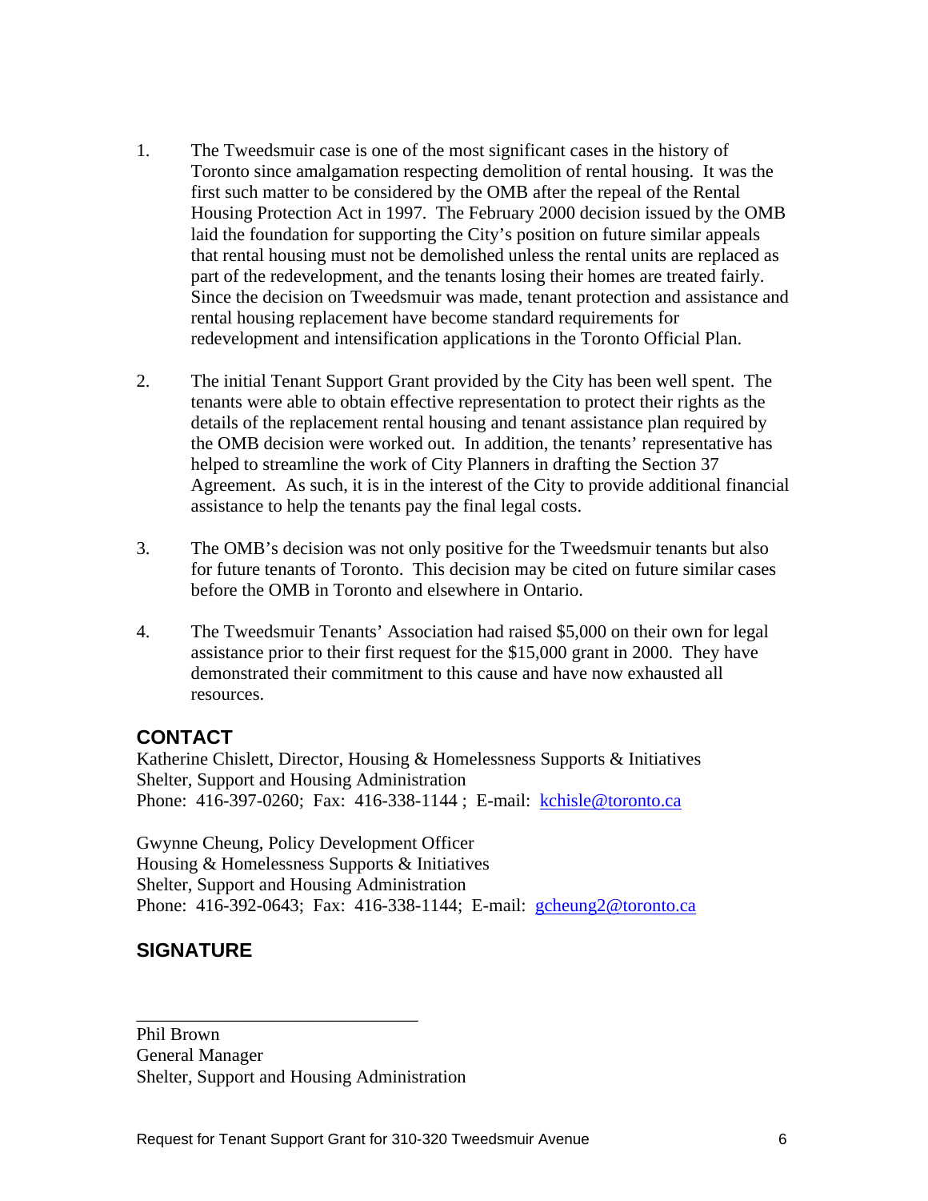1. The Tweedsmuir case is one of the most significant cases in the history of Toronto since amalgamation respecting demolition of rental housing. It was the first such matter to be considered by the OMB after the repeal of the Rental Housing Protection Act in 1997. The February 2000 decision issued by the OMB laid the foundation for supporting the City's position on future similar appeals that rental housing must not be demolished unless the rental units are replaced as part of the redevelopment, and the tenants losing their homes are treated fairly. Since the decision on Tweedsmuir was made, tenant protection and assistance and rental housing replacement have become standard requirements for redevelopment and intensification applications in the Toronto Official Plan.

2. The initial Tenant Support Grant provided by the City has been well spent. The tenants were able to obtain effective representation to protect their rights as the details of the replacement rental housing and tenant assistance plan required by the OMB decision were worked out. In addition, the tenants' representative has helped to streamline the work of City Planners in drafting the Section 37 Agreement. As such, it is in the interest of the City to provide additional financial assistance to help the tenants pay the final legal costs.

3. The OMB's decision was not only positive for the Tweedsmuir tenants but also for future tenants of Toronto. This decision may be cited on future similar cases before the OMB in Toronto and elsewhere in Ontario.

4. The Tweedsmuir Tenants' Association had raised $5,000 on their own for legal assistance prior to their first request for the $15,000 grant in 2000. They have demonstrated their commitment to this cause and have now exhausted all resources.

## CONTACT

Katherine Chislett, Director, Housing & Homelessness Supports & Initiatives
Shelter, Support and Housing Administration
Phone: 416-397-0260; Fax: 416-338-1144 ; E-mail: kchisle@toronto.ca

Gwynne Cheung, Policy Development Officer
Housing & Homelessness Supports & Initiatives
Shelter, Support and Housing Administration
Phone: 416-392-0643; Fax: 416-338-1144; E-mail: gcheung2@toronto.ca

## SIGNATURE

_______________________________

Phil Brown
General Manager
Shelter, Support and Housing Administration